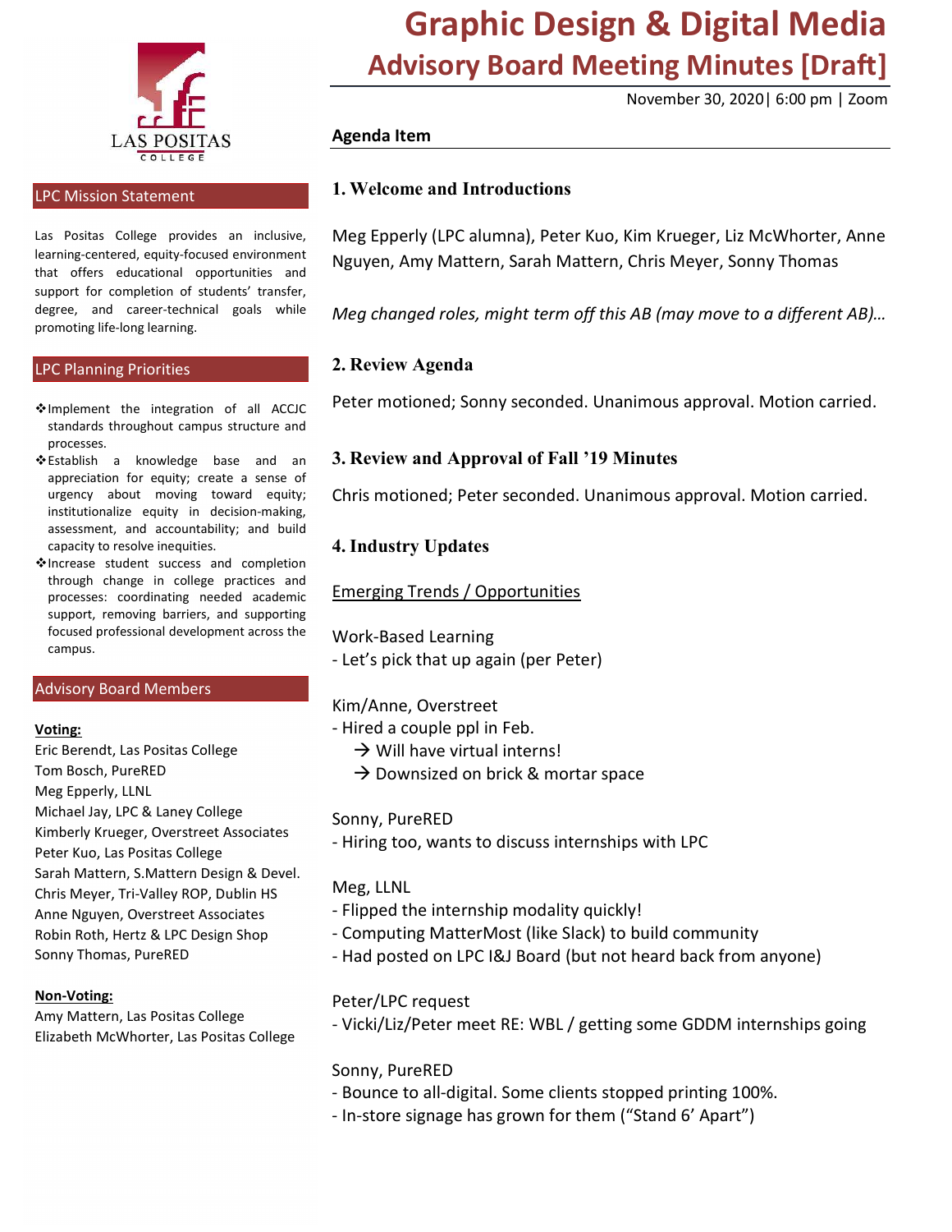# Graphic Design & Digital Media

## Advisory Board Meeting Minutes [Draft]

November 30, 2020| 6:00 pm | Zoom

**Agenda Item**

### 1. Welcome and Introductions

Meg Epperly (LPC alumna), Peter Kuo, Kim Krueger, Liz McWhorter, Anne Nguyen, Amy Mattern, Sarah Mattern, Chris Meyer, Sonny Thomas

*Meg changed roles, might term off this AB (may move to a different AB)…*

### 2. Review Agenda

Peter motioned; Sonny seconded. Unanimous approval. Motion carried.

### 3. Review and Approval of Fall '19 Minutes

Chris motioned; Peter seconded. Unanimous approval. Motion carried.

### 4. Industry Updates

<u>Emerging Trends / Opportunities</u>

Work-Based Learning
- Let's pick that up again (per Peter)

Kim/Anne, Overstreet
- Hired a couple ppl in Feb.
  → Will have virtual interns!
  → Downsized on brick & mortar space

Sonny, PureRED
- Hiring too, wants to discuss internships with LPC

Meg, LLNL
- Flipped the internship modality quickly!
- Computing MatterMost (like Slack) to build community
- Had posted on LPC I&J Board (but not heard back from anyone)

Peter/LPC request
- Vicki/Liz/Peter meet RE: WBL / getting some GDDM internships going

Sonny, PureRED
- Bounce to all-digital. Some clients stopped printing 100%.
- In-store signage has grown for them ("Stand 6' Apart")

---

LAS POSITAS COLLEGE

## LPC Mission Statement

Las Positas College provides an inclusive, learning-centered, equity-focused environment that offers educational opportunities and support for completion of students' transfer, degree, and career-technical goals while promoting life-long learning.

## LPC Planning Priorities

- Implement the integration of all ACCJC standards throughout campus structure and processes.
- Establish a knowledge base and an appreciation for equity; create a sense of urgency about moving toward equity; institutionalize equity in decision-making, assessment, and accountability; and build capacity to resolve inequities.
- Increase student success and completion through change in college practices and processes: coordinating needed academic support, removing barriers, and supporting focused professional development across the campus.

## Advisory Board Members

**<u>Voting:</u>**

Eric Berendt, Las Positas College
Tom Bosch, PureRED
Meg Epperly, LLNL
Michael Jay, LPC & Laney College
Kimberly Krueger, Overstreet Associates
Peter Kuo, Las Positas College
Sarah Mattern, S.Mattern Design & Devel.
Chris Meyer, Tri-Valley ROP, Dublin HS
Anne Nguyen, Overstreet Associates
Robin Roth, Hertz & LPC Design Shop
Sonny Thomas, PureRED

**<u>Non-Voting:</u>**

Amy Mattern, Las Positas College
Elizabeth McWhorter, Las Positas College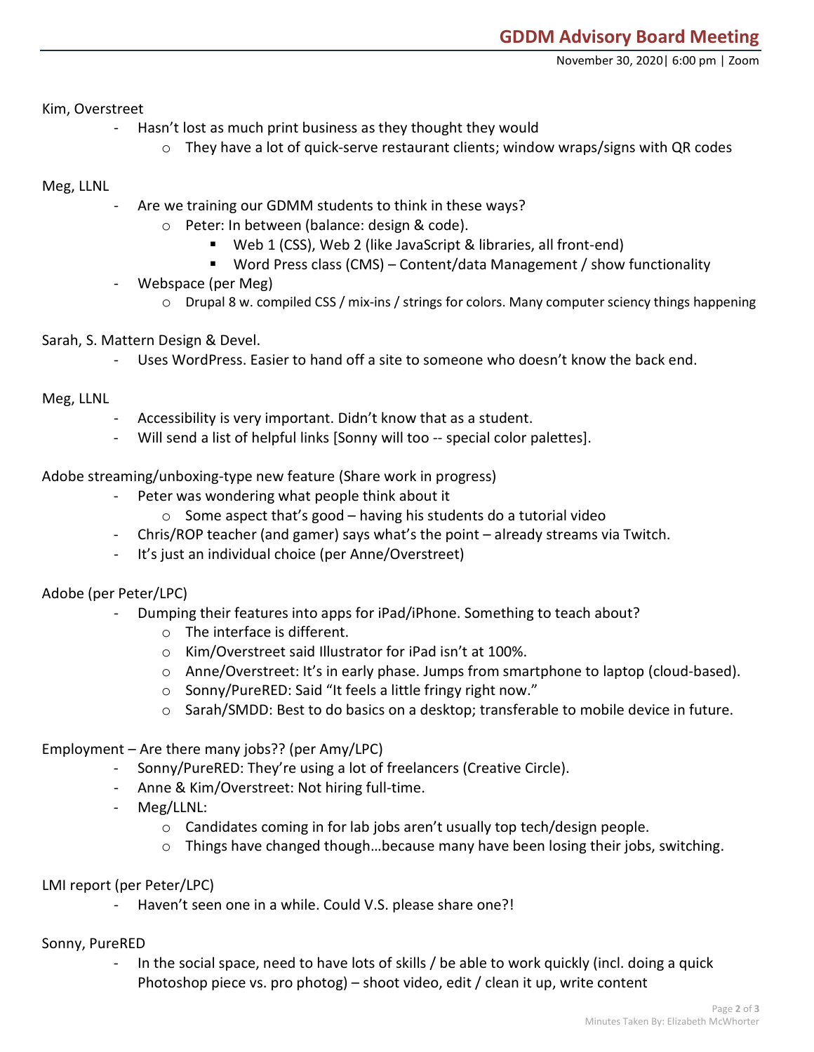Kim, Overstreet

- Hasn't lost as much print business as they thought they would
  - They have a lot of quick-serve restaurant clients; window wraps/signs with QR codes

Meg, LLNL

- Are we training our GDMM students to think in these ways?
  - Peter: In between (balance: design & code).
    - Web 1 (CSS), Web 2 (like JavaScript & libraries, all front-end)
    - Word Press class (CMS) – Content/data Management / show functionality
- Webspace (per Meg)
  - Drupal 8 w. compiled CSS / mix-ins / strings for colors. Many computer sciency things happening

Sarah, S. Mattern Design & Devel.

- Uses WordPress. Easier to hand off a site to someone who doesn't know the back end.

Meg, LLNL

- Accessibility is very important. Didn't know that as a student.
- Will send a list of helpful links [Sonny will too -- special color palettes].

Adobe streaming/unboxing-type new feature (Share work in progress)

- Peter was wondering what people think about it
  - Some aspect that's good – having his students do a tutorial video
- Chris/ROP teacher (and gamer) says what's the point – already streams via Twitch.
- It's just an individual choice (per Anne/Overstreet)

Adobe (per Peter/LPC)

- Dumping their features into apps for iPad/iPhone. Something to teach about?
  - The interface is different.
  - Kim/Overstreet said Illustrator for iPad isn't at 100%.
  - Anne/Overstreet: It's in early phase. Jumps from smartphone to laptop (cloud-based).
  - Sonny/PureRED: Said "It feels a little fringy right now."
  - Sarah/SMDD: Best to do basics on a desktop; transferable to mobile device in future.

Employment – Are there many jobs?? (per Amy/LPC)

- Sonny/PureRED: They're using a lot of freelancers (Creative Circle).
- Anne & Kim/Overstreet: Not hiring full-time.
- Meg/LLNL:
  - Candidates coming in for lab jobs aren't usually top tech/design people.
  - Things have changed though…because many have been losing their jobs, switching.

LMI report (per Peter/LPC)

- Haven't seen one in a while. Could V.S. please share one?!

Sonny, PureRED

- In the social space, need to have lots of skills / be able to work quickly (incl. doing a quick Photoshop piece vs. pro photog) – shoot video, edit / clean it up, write content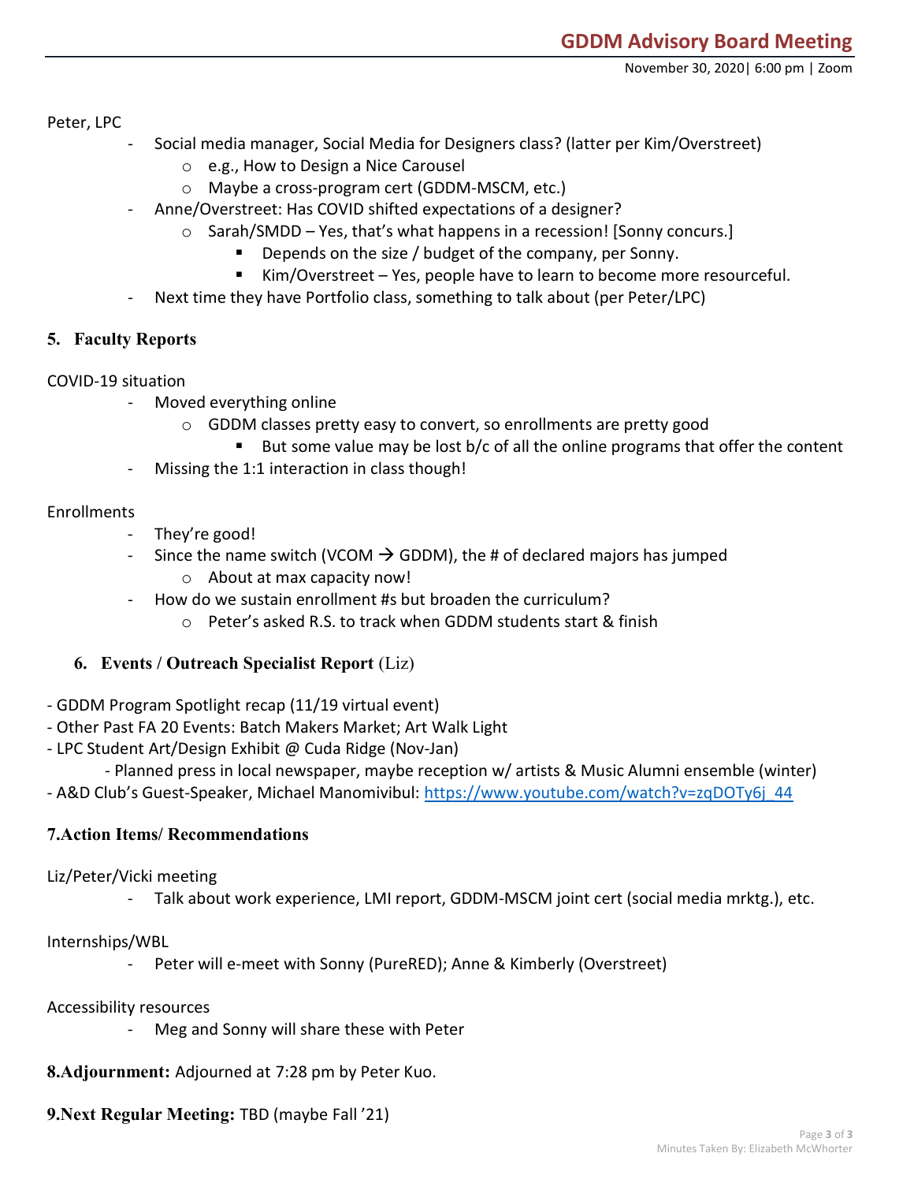Peter, LPC

- Social media manager, Social Media for Designers class? (latter per Kim/Overstreet)
  - e.g., How to Design a Nice Carousel
  - Maybe a cross-program cert (GDDM-MSCM, etc.)
- Anne/Overstreet: Has COVID shifted expectations of a designer?
  - Sarah/SMDD – Yes, that's what happens in a recession! [Sonny concurs.]
    - Depends on the size / budget of the company, per Sonny.
    - Kim/Overstreet – Yes, people have to learn to become more resourceful.
- Next time they have Portfolio class, something to talk about (per Peter/LPC)

## 5. Faculty Reports

COVID-19 situation

- Moved everything online
  - GDDM classes pretty easy to convert, so enrollments are pretty good
    - But some value may be lost b/c of all the online programs that offer the content
- Missing the 1:1 interaction in class though!

Enrollments

- They're good!
- Since the name switch (VCOM → GDDM), the # of declared majors has jumped
  - About at max capacity now!
- How do we sustain enrollment #s but broaden the curriculum?
  - Peter's asked R.S. to track when GDDM students start & finish

## 6. Events / Outreach Specialist Report (Liz)

- GDDM Program Spotlight recap (11/19 virtual event)
- Other Past FA 20 Events: Batch Makers Market; Art Walk Light
- LPC Student Art/Design Exhibit @ Cuda Ridge (Nov-Jan)
  - Planned press in local newspaper, maybe reception w/ artists & Music Alumni ensemble (winter)
- A&D Club's Guest-Speaker, Michael Manomivibul: https://www.youtube.com/watch?v=zqDOTy6j_44

## 7. Action Items/ Recommendations

Liz/Peter/Vicki meeting

- Talk about work experience, LMI report, GDDM-MSCM joint cert (social media mrktg.), etc.

Internships/WBL

- Peter will e-meet with Sonny (PureRED); Anne & Kimberly (Overstreet)

Accessibility resources

- Meg and Sonny will share these with Peter

**8. Adjournment:** Adjourned at 7:28 pm by Peter Kuo.

**9. Next Regular Meeting:** TBD (maybe Fall '21)

Minutes Taken By: Elizabeth McWhorter